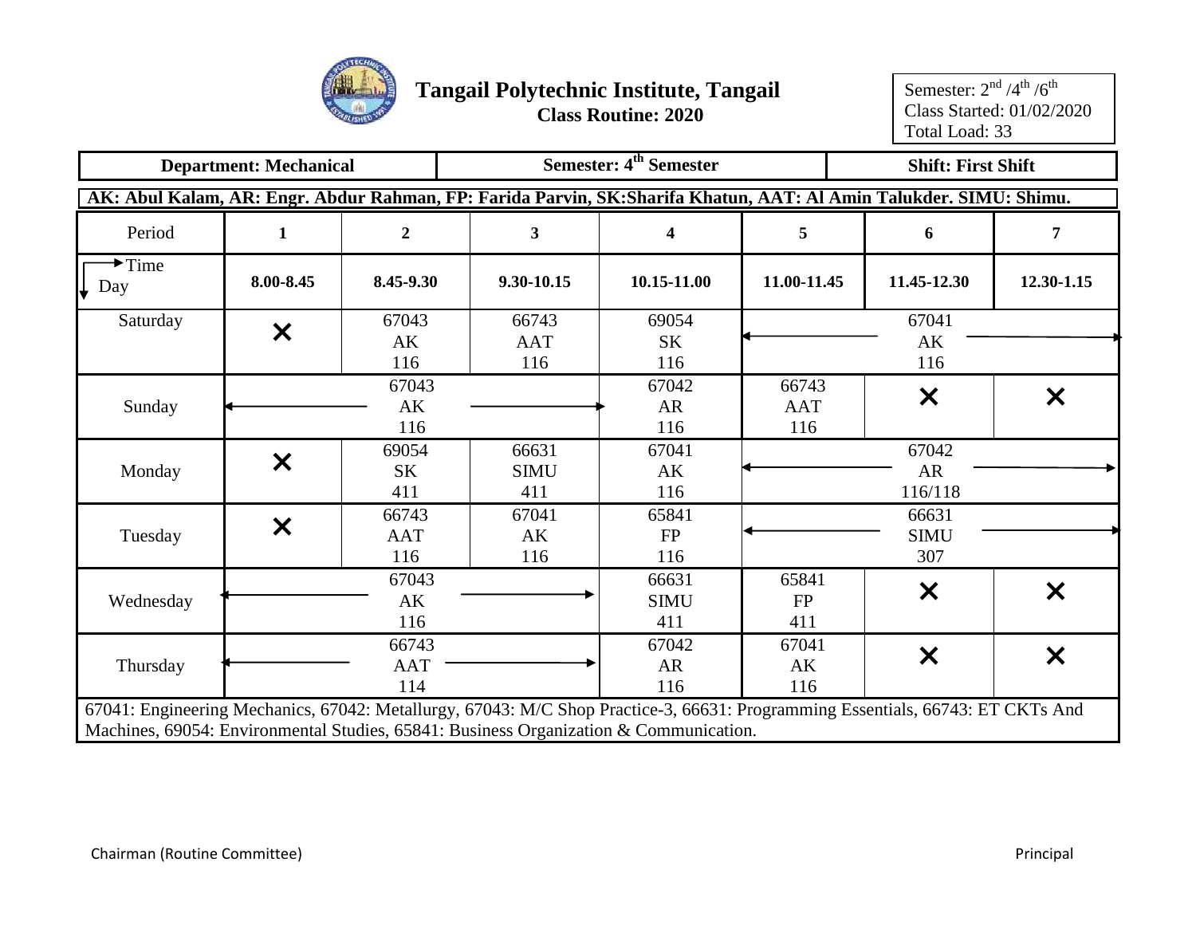# Tangail Polytechnic Institute, Tangail

**Class Routine: 2020**

Semester: $2^{nd}$ /$4^{th}$ /$6^{th}$
Class Started: 01/02/2020
Total Load: 33

| **Department: Mechanical** | **Semester: $4^{th}$ Semester** | **Shift: First Shift** |
|---|---|---|

**AK: Abul Kalam, AR: Engr. Abdur Rahman, FP: Farida Parvin, SK:Sharifa Khatun, AAT: Al Amin Talukder. SIMU: Shimu.**

| Period | 1 | 2 | 3 | 4 | 5 | 6 | 7 |
|---|---|---|---|---|---|---|---|
| Time / Day | **8.00-8.45** | **8.45-9.30** | **9.30-10.15** | **10.15-11.00** | **11.00-11.45** | **11.45-12.30** | **12.30-1.15** |
| Saturday | ✕ | 67043 AK 116 | 66743 AAT 116 | 69054 SK 116 | ← | 67041 AK 116 | → |
| Sunday | ← | 67043 AK 116 | → | 67042 AR 116 | 66743 AAT 116 | ✕ | ✕ |
| Monday | ✕ | 69054 SK 411 | 66631 SIMU 411 | 67041 AK 116 | ← | 67042 AR 116/118 | → |
| Tuesday | ✕ | 66743 AAT 116 | 67041 AK 116 | 65841 FP 116 | ← | 66631 SIMU 307 | → |
| Wednesday | ← | 67043 AK 116 | → | 66631 SIMU 411 | 65841 FP 411 | ✕ | ✕ |
| Thursday | ← | 66743 AAT 114 | → | 67042 AR 116 | 67041 AK 116 | ✕ | ✕ |

67041: Engineering Mechanics, 67042: Metallurgy, 67043: M/C Shop Practice-3, 66631: Programming Essentials, 66743: ET CKTs And Machines, 69054: Environmental Studies, 65841: Business Organization & Communication.

Chairman (Routine Committee)

Principal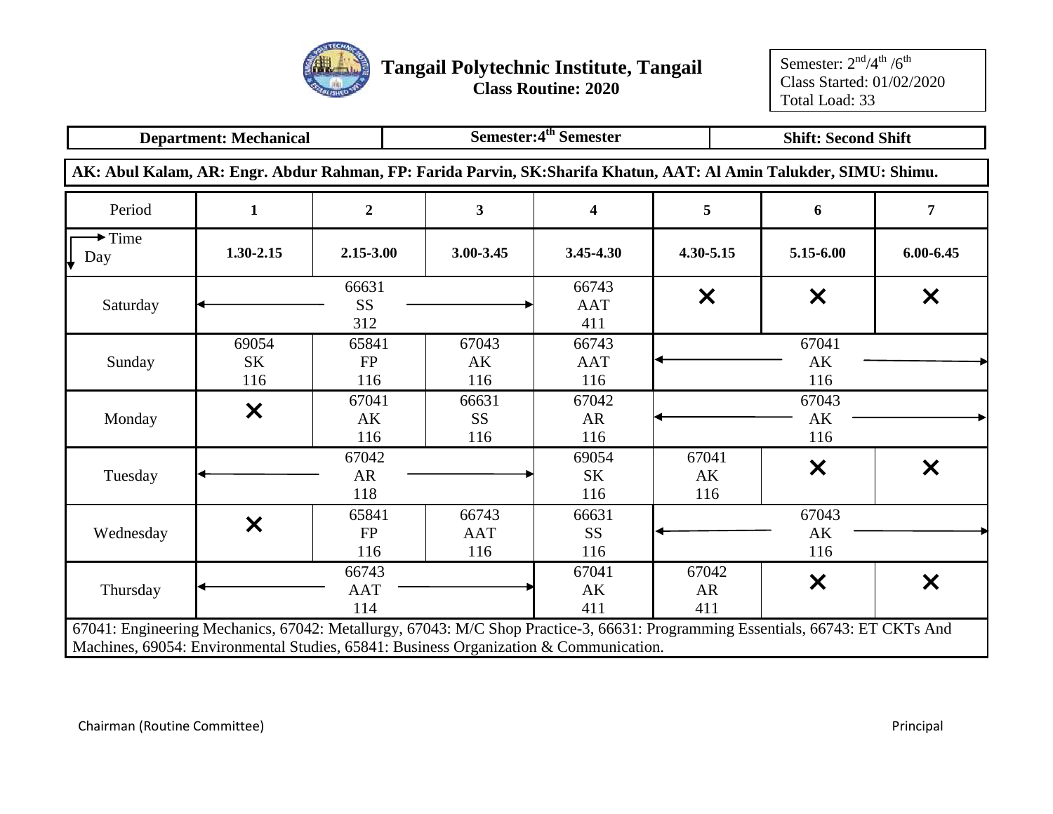# Tangail Polytechnic Institute, Tangail

**Class Routine: 2020**

Semester: 2nd/4th/6th
Class Started: 01/02/2020
Total Load: 33

| **Department: Mechanical** | **Semester: 4th Semester** | **Shift: Second Shift** |
|---|---|---|

**AK: Abul Kalam, AR: Engr. Abdur Rahman, FP: Farida Parvin, SK: Sharifa Khatun, AAT: Al Amin Talukder, SIMU: Shimu.**

| Period | **1** | **2** | **3** | **4** | **5** | **6** | **7** |
|---|---|---|---|---|---|---|---|
| Time → / Day ↓ | **1.30-2.15** | **2.15-3.00** | **3.00-3.45** | **3.45-4.30** | **4.30-5.15** | **5.15-6.00** | **6.00-6.45** |
| Saturday | ← | 66631 SS 312 | → | 66743 AAT 411 | ✕ | ✕ | ✕ |
| Sunday | 69054 SK 116 | 65841 FP 116 | 67043 AK 116 | 66743 AAT 116 | ← | 67041 AK 116 | → |
| Monday | ✕ | 67041 AK 116 | 66631 SS 116 | 67042 AR 116 | ← | 67043 AK 116 | → |
| Tuesday | ← | 67042 AR 118 | → | 69054 SK 116 | 67041 AK 116 | ✕ | ✕ |
| Wednesday | ✕ | 65841 FP 116 | 66743 AAT 116 | 66631 SS 116 | ← | 67043 AK 116 | → |
| Thursday | ← | 66743 AAT 114 | → | 67041 AK 411 | 67042 AR 411 | ✕ | ✕ |

67041: Engineering Mechanics, 67042: Metallurgy, 67043: M/C Shop Practice-3, 66631: Programming Essentials, 66743: ET CKTs And Machines, 69054: Environmental Studies, 65841: Business Organization & Communication.

Chairman (Routine Committee)

Principal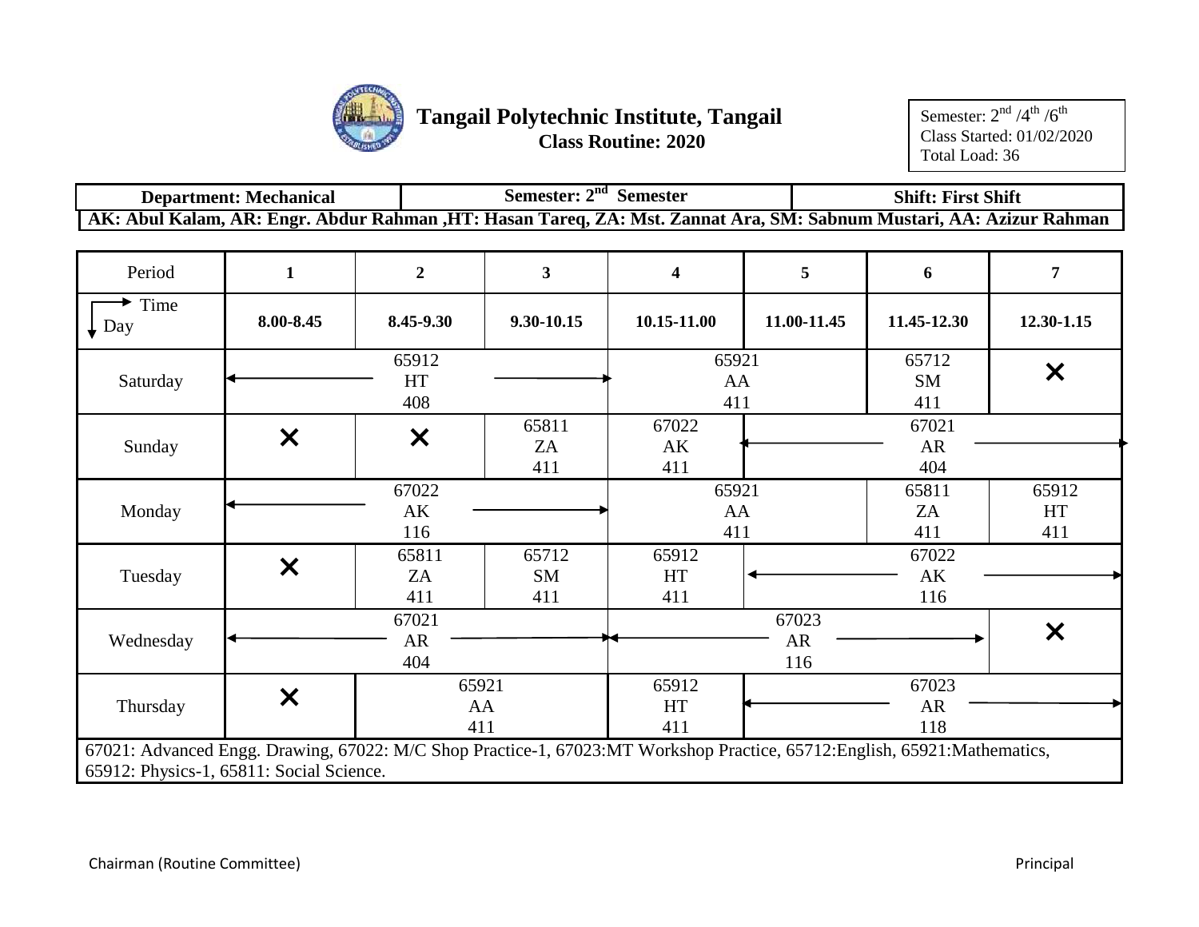# Tangail Polytechnic Institute, Tangail

**Class Routine: 2020**

Semester: 2nd /4th /6th
Class Started: 01/02/2020
Total Load: 36

| **Department: Mechanical** | **Semester: 2nd Semester** | **Shift: First Shift** |
|---|---|---|

**AK: Abul Kalam, AR: Engr. Abdur Rahman ,HT: Hasan Tareq, ZA: Mst. Zannat Ara, SM: Sabnum Mustari, AA: Azizur Rahman**

| Period | **1** | **2** | **3** | **4** | **5** | **6** | **7** |
|---|---|---|---|---|---|---|---|
| Time / Day | **8.00-8.45** | **8.45-9.30** | **9.30-10.15** | **10.15-11.00** | **11.00-11.45** | **11.45-12.30** | **12.30-1.15** |
| Saturday | ← 65912 HT 408 (Periods 1–3) → | | | 65921 AA 411 (Periods 4–5) | | 65712 SM 411 | ✕ |
| Sunday | ✕ | ✕ | 65811 ZA 411 | 67022 AK 411 | ← 67021 AR 404 (Periods 5–7) → | | |
| Monday | ← 67022 AK 116 (Periods 1–3) → | | | 65921 AA 411 (Periods 4–5) | | 65811 ZA 411 | 65912 HT 411 |
| Tuesday | ✕ | 65811 ZA 411 | 65712 SM 411 | 65912 HT 411 | ← 67022 AK 116 (Periods 5–7) → | | |
| Wednesday | ← 67021 AR 404 (Periods 1–3) → | | | ← 67023 AR 116 (Periods 4–6) → | | | ✕ |
| Thursday | ✕ | 65921 AA 411 (Periods 2–3) | | 65912 HT 411 | ← 67023 AR 118 (Periods 5–7) → | | |

67021: Advanced Engg. Drawing, 67022: M/C Shop Practice-1, 67023:MT Workshop Practice, 65712:English, 65921:Mathematics, 65912: Physics-1, 65811: Social Science.

Chairman (Routine Committee) Principal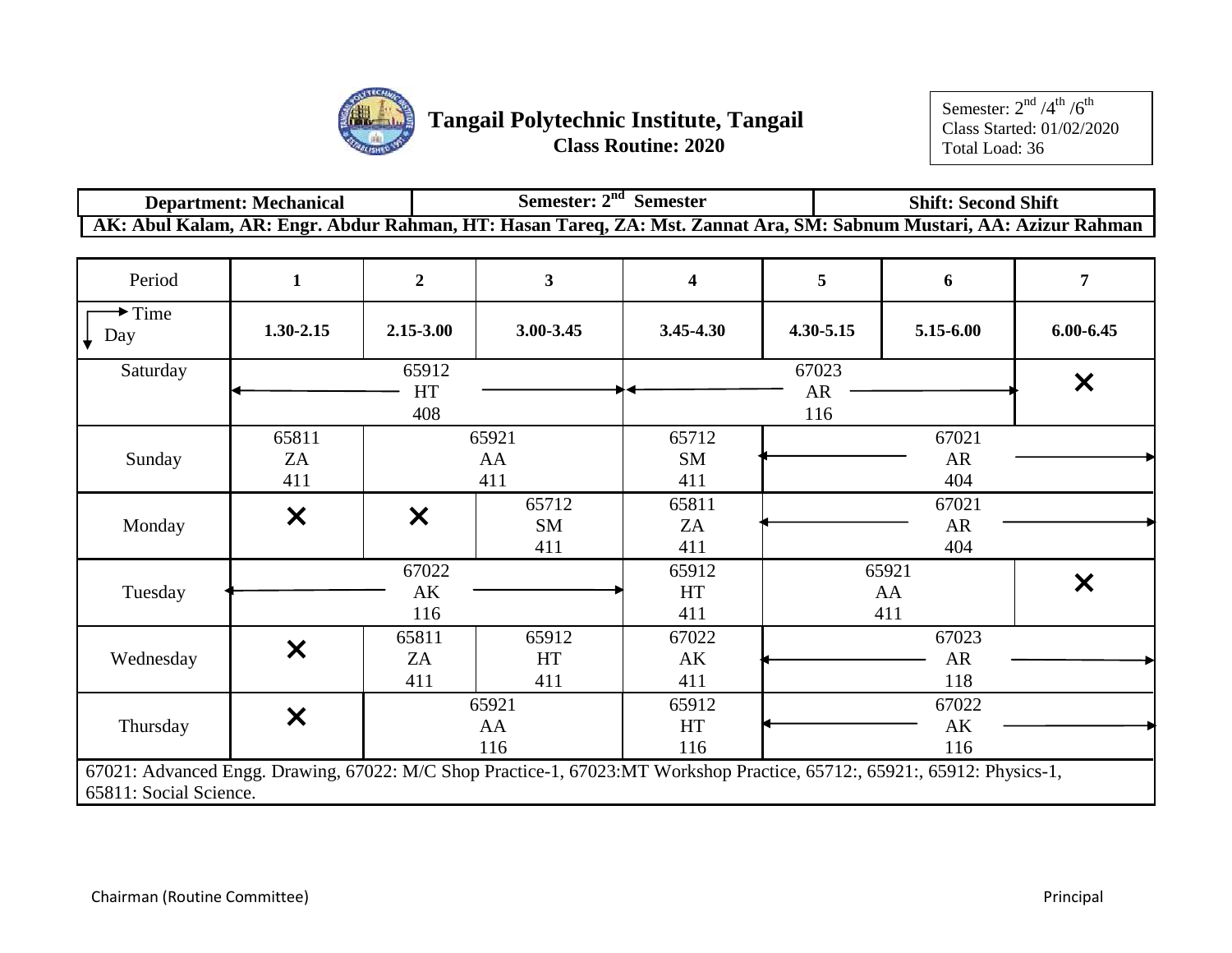# Tangail Polytechnic Institute, Tangail

**Class Routine: 2020**

Semester: $2^{nd}$ /$4^{th}$ /$6^{th}$
Class Started: 01/02/2020
Total Load: 36

| Department: Mechanical | Semester: $2^{nd}$ Semester | Shift: Second Shift |
|---|---|---|

**AK: Abul Kalam, AR: Engr. Abdur Rahman, HT: Hasan Tareq, ZA: Mst. Zannat Ara, SM: Sabnum Mustari, AA: Azizur Rahman**

| Period | 1 | 2 | 3 | 4 | 5 | 6 | 7 |
|---|---|---|---|---|---|---|---|
| Time / Day | 1.30-2.15 | 2.15-3.00 | 3.00-3.45 | 3.45-4.30 | 4.30-5.15 | 5.15-6.00 | 6.00-6.45 |
| Saturday | ← 65912 HT 408 (periods 1–3) → | | | ← 67023 AR 116 (periods 4–6) → | | | ✕ |
| Sunday | 65811 ZA 411 | 65921 AA 411 (periods 2–3) | | 65712 SM 411 | ← 67021 AR 404 (periods 5–7) → | | |
| Monday | ✕ | ✕ | 65712 SM 411 | 65811 ZA 411 | ← 67021 AR 404 (periods 5–7) → | | |
| Tuesday | ← 67022 AK 116 (periods 1–3) → | | | 65912 HT 411 | 65921 AA 411 (periods 5–6) | | ✕ |
| Wednesday | ✕ | 65811 ZA 411 | 65912 HT 411 | 67022 AK 411 | ← 67023 AR 118 (periods 5–7) → | | |
| Thursday | ✕ | 65921 AA 116 (periods 2–3) | | 65912 HT 116 | ← 67022 AK 116 (periods 5–7) → | | |

67021: Advanced Engg. Drawing, 67022: M/C Shop Practice-1, 67023:MT Workshop Practice, 65712:, 65921:, 65912: Physics-1, 65811: Social Science.

Chairman (Routine Committee)

Principal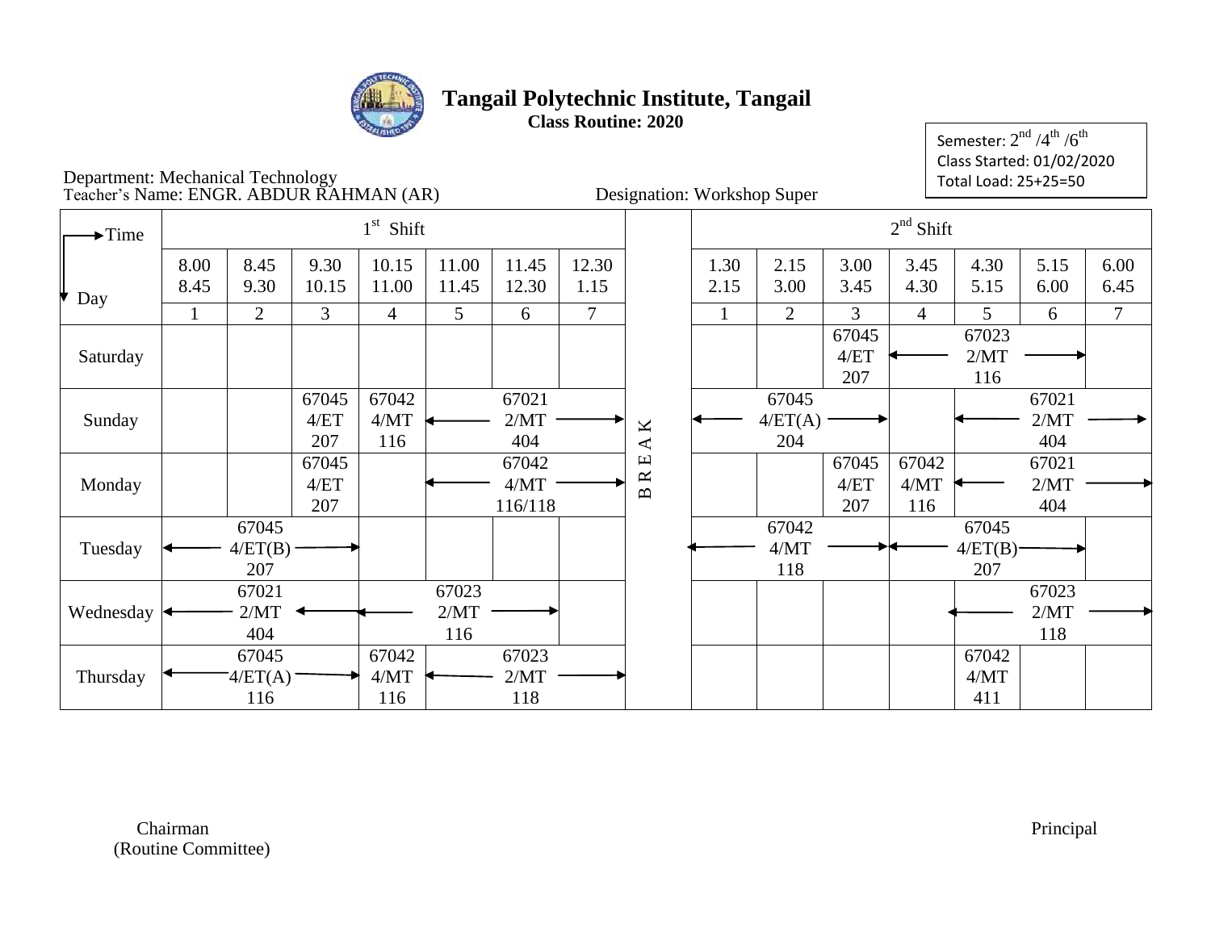# Tangail Polytechnic Institute, Tangail

**Class Routine: 2020**

Semester: $2^{nd}$ /$4^{th}$ /$6^{th}$
Class Started: 01/02/2020
Total Load: 25+25=50

Department: Mechanical Technology
Teacher's Name: ENGR. ABDUR RAHMAN (AR)
Designation: Workshop Super

| Time / Day | 1st Shift | | | | | | | | 2nd Shift | | | | | | |
|---|---|---|---|---|---|---|---|---|---|---|---|---|---|---|---|
| | 8.00 8.45 | 8.45 9.30 | 9.30 10.15 | 10.15 11.00 | 11.00 11.45 | 11.45 12.30 | 12.30 1.15 | | 1.30 2.15 | 2.15 3.00 | 3.00 3.45 | 3.45 4.30 | 4.30 5.15 | 5.15 6.00 | 6.00 6.45 |
| | 1 | 2 | 3 | 4 | 5 | 6 | 7 | | 1 | 2 | 3 | 4 | 5 | 6 | 7 |
| Saturday | | | | | | | | B | | | 67045 4/ET 207 | ← | 67023 2/MT 116 | → | |
| Sunday | | | 67045 4/ET 207 | 67042 4/MT 116 | ← | 67021 2/MT 404 | → | R | ← | 67045 4/ET(A) 204 | → | | ← | 67021 2/MT 404 | → |
| Monday | | | 67045 4/ET 207 | | ← | 67042 4/MT 116/118 | → | E | | | 67045 4/ET 207 | 67042 4/MT 116 | ← | 67021 2/MT 404 | → |
| Tuesday | ← | 67045 4/ET(B) 207 | → | | | | | A | ← | 67042 4/MT 118 | → | ← | 67045 4/ET(B) 207 | → | |
| Wednesday | ← | 67021 2/MT 404 | → | ← | 67023 2/MT 116 | → | | K | | | | | ← | 67023 2/MT 118 | → |
| Thursday | ← | 67045 4/ET(A) 116 | → | 67042 4/MT 116 | ← | 67023 2/MT 118 | → | | | | | | 67042 4/MT 411 | | |

Chairman
(Routine Committee)

Principal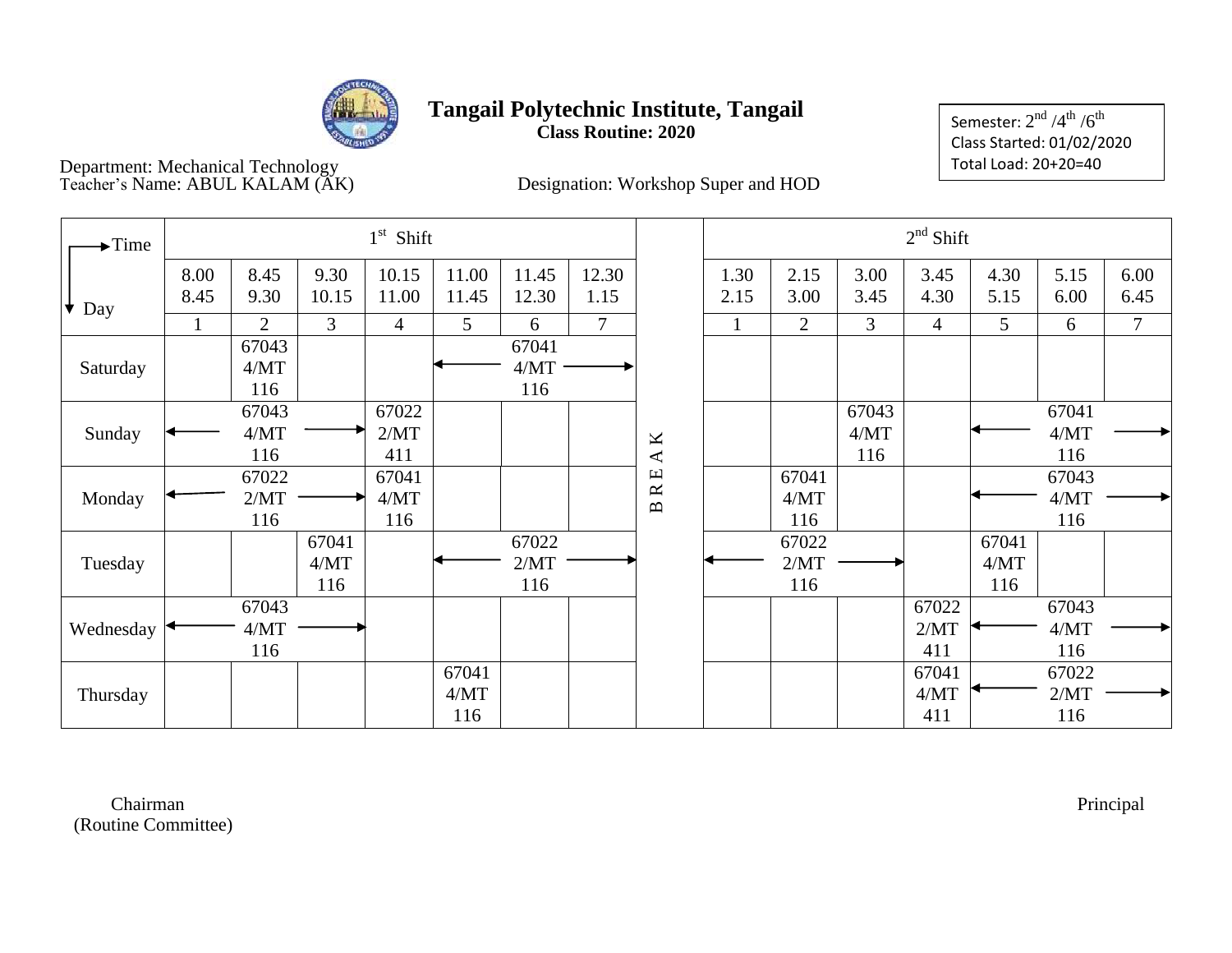# Tangail Polytechnic Institute, Tangail

**Class Routine: 2020**

Semester: $2^{nd}$ /$4^{th}$ /$6^{th}$
Class Started: 01/02/2020
Total Load: 20+20=40

Department: Mechanical Technology
Teacher's Name: ABUL KALAM (AK)

Designation: Workshop Super and HOD

| Time → / Day ↓ | 1st Shift | | | | | | | | 2nd Shift | | | | | | |
|---|---|---|---|---|---|---|---|---|---|---|---|---|---|---|---|
| | 8.00 8.45 | 8.45 9.30 | 9.30 10.15 | 10.15 11.00 | 11.00 11.45 | 11.45 12.30 | 12.30 1.15 | | 1.30 2.15 | 2.15 3.00 | 3.00 3.45 | 3.45 4.30 | 4.30 5.15 | 5.15 6.00 | 6.00 6.45 |
| | 1 | 2 | 3 | 4 | 5 | 6 | 7 | | 1 | 2 | 3 | 4 | 5 | 6 | 7 |
| Saturday | | 67043 4/MT 116 | | | ← | 67041 4/MT 116 | → | B | | | | | | | |
| Sunday | ← | 67043 4/MT 116 | → | 67022 2/MT 411 | | | | R | | | 67043 4/MT 116 | | ← | 67041 4/MT 116 | → |
| Monday | ← | 67022 2/MT 116 | → | 67041 4/MT 116 | | | | E | | 67041 4/MT 116 | | | ← | 67043 4/MT 116 | → |
| Tuesday | | | 67041 4/MT 116 | | ← | 67022 2/MT 116 | → | A | ← | 67022 2/MT 116 | → | | 67041 4/MT 116 | | |
| Wednesday | ← | 67043 4/MT 116 | → | | | | | K | | | | 67022 2/MT 411 | ← | 67043 4/MT 116 | → |
| Thursday | | | | | 67041 4/MT 116 | | | | | | | 67041 4/MT 411 | ← | 67022 2/MT 116 | → |

Chairman
(Routine Committee)

Principal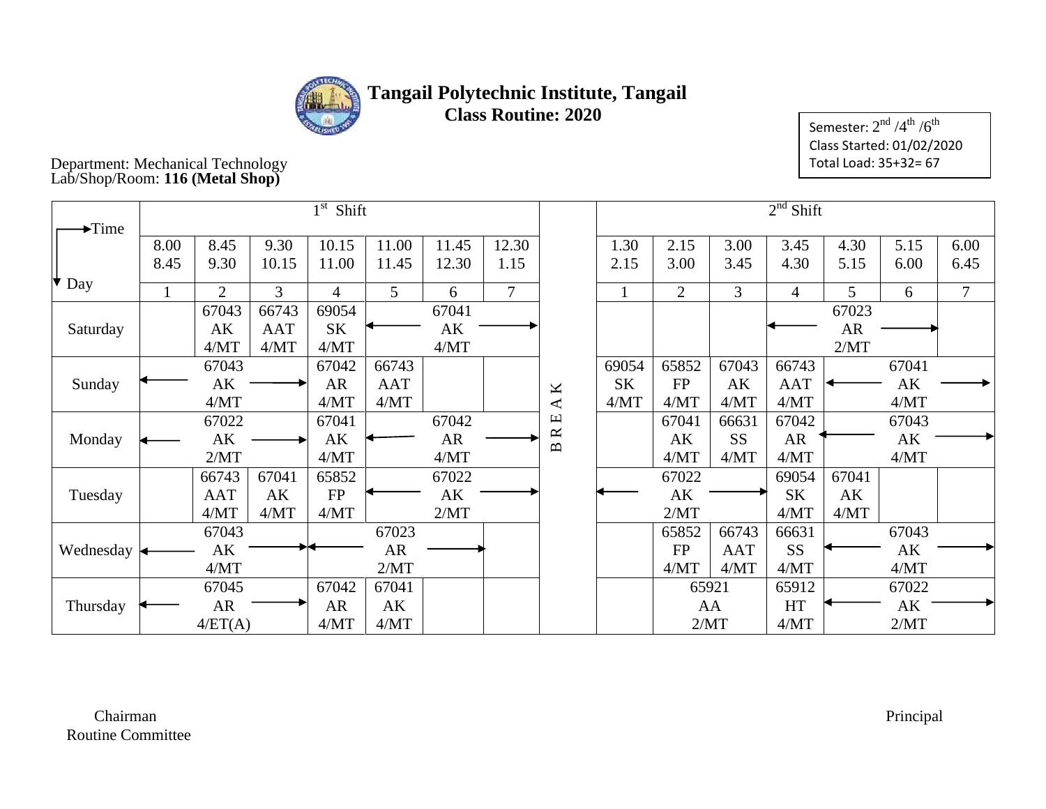# Tangail Polytechnic Institute, Tangail

## Class Routine: 2020

Semester: 2nd /4th /6th
Class Started: 01/02/2020
Total Load: 35+32= 67

Department: Mechanical Technology
Lab/Shop/Room: **116 (Metal Shop)**

| Time → / Day ↓ | 1st Shift | | | | | | | | 2nd Shift | | | | | | |
|---|---|---|---|---|---|---|---|---|---|---|---|---|---|---|---|
| | 8.00 8.45 | 8.45 9.30 | 9.30 10.15 | 10.15 11.00 | 11.00 11.45 | 11.45 12.30 | 12.30 1.15 | | 1.30 2.15 | 2.15 3.00 | 3.00 3.45 | 3.45 4.30 | 4.30 5.15 | 5.15 6.00 | 6.00 6.45 |
| | 1 | 2 | 3 | 4 | 5 | 6 | 7 | | 1 | 2 | 3 | 4 | 5 | 6 | 7 |
| Saturday | | 67043 AK 4/MT | 66743 AAT 4/MT | 69054 SK 4/MT | ← | 67041 AK 4/MT | → | B | | | | ← | 67023 AR 2/MT | → | |
| Sunday | ← | 67043 AK 4/MT | → | 67042 AR 4/MT | 66743 AAT 4/MT | | | R | 69054 SK 4/MT | 65852 FP 4/MT | 67043 AK 4/MT | 66743 AAT 4/MT | ← | 67041 AK 4/MT | → |
| Monday | ← | 67022 AK 2/MT | → | 67041 AK 4/MT | ← | 67042 AR 4/MT | → | E | | 67041 AK 4/MT | 66631 SS 4/MT | 67042 AR 4/MT | ← | 67043 AK 4/MT | → |
| Tuesday | | 66743 AAT 4/MT | 67041 AK 4/MT | 65852 FP 4/MT | ← | 67022 AK 2/MT | → | A | ← | 67022 AK 2/MT | → | 69054 SK 4/MT | 67041 AK 4/MT | | |
| Wednesday | ← | 67043 AK 4/MT | → | ← | 67023 AR 2/MT | → | | K | | 65852 FP 4/MT | 66743 AAT 4/MT | 66631 SS 4/MT | ← | 67043 AK 4/MT | → |
| Thursday | ← | 67045 AR 4/ET(A) | → | 67042 AR 4/MT | 67041 AK 4/MT | | | | | 65921 AA 2/MT | | 65912 HT 4/MT | ← | 67022 AK 2/MT | → |

Chairman
Routine Committee

Principal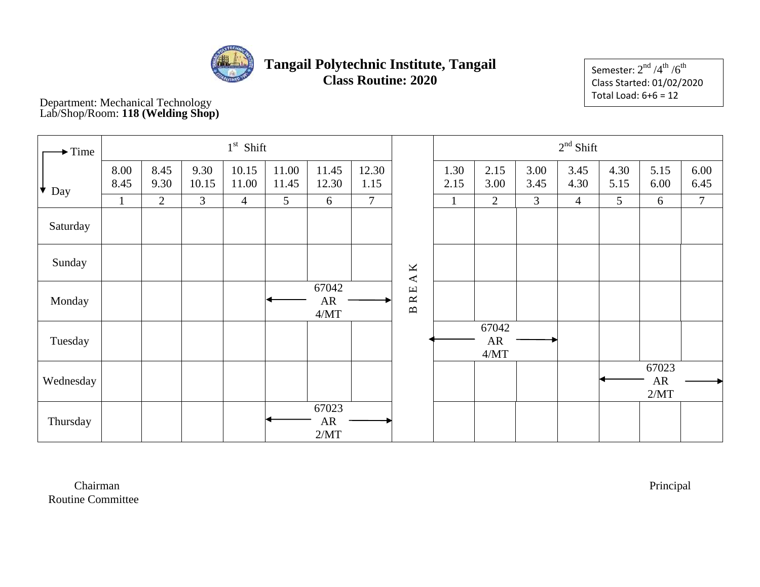# Tangail Polytechnic Institute, Tangail

## Class Routine: 2020

Semester: 2nd /4th /6th
Class Started: 01/02/2020
Total Load: 6+6 = 12

Department: Mechanical Technology
Lab/Shop/Room: **118 (Welding Shop)**

| Time → / Day ↓ | 1st Shift | | | | | | | | 2nd Shift | | | | | | |
|---|---|---|---|---|---|---|---|---|---|---|---|---|---|---|---|
| | 8.00 8.45 | 8.45 9.30 | 9.30 10.15 | 10.15 11.00 | 11.00 11.45 | 11.45 12.30 | 12.30 1.15 | | 1.30 2.15 | 2.15 3.00 | 3.00 3.45 | 3.45 4.30 | 4.30 5.15 | 5.15 6.00 | 6.00 6.45 |
| | 1 | 2 | 3 | 4 | 5 | 6 | 7 | | 1 | 2 | 3 | 4 | 5 | 6 | 7 |
| Saturday | | | | | | | | B | | | | | | | |
| Sunday | | | | | | | | R | | | | | | | |
| Monday | | | | | ← | 67042 AR 4/MT | → | E | | | | | | | |
| Tuesday | | | | | | | | A | ← | 67042 AR 4/MT | → | | | | |
| Wednesday | | | | | | | | K | | | | | ← | 67023 AR 2/MT | → |
| Thursday | | | | | ← | 67023 AR 2/MT | → | | | | | | | | |

Chairman
Routine Committee

Principal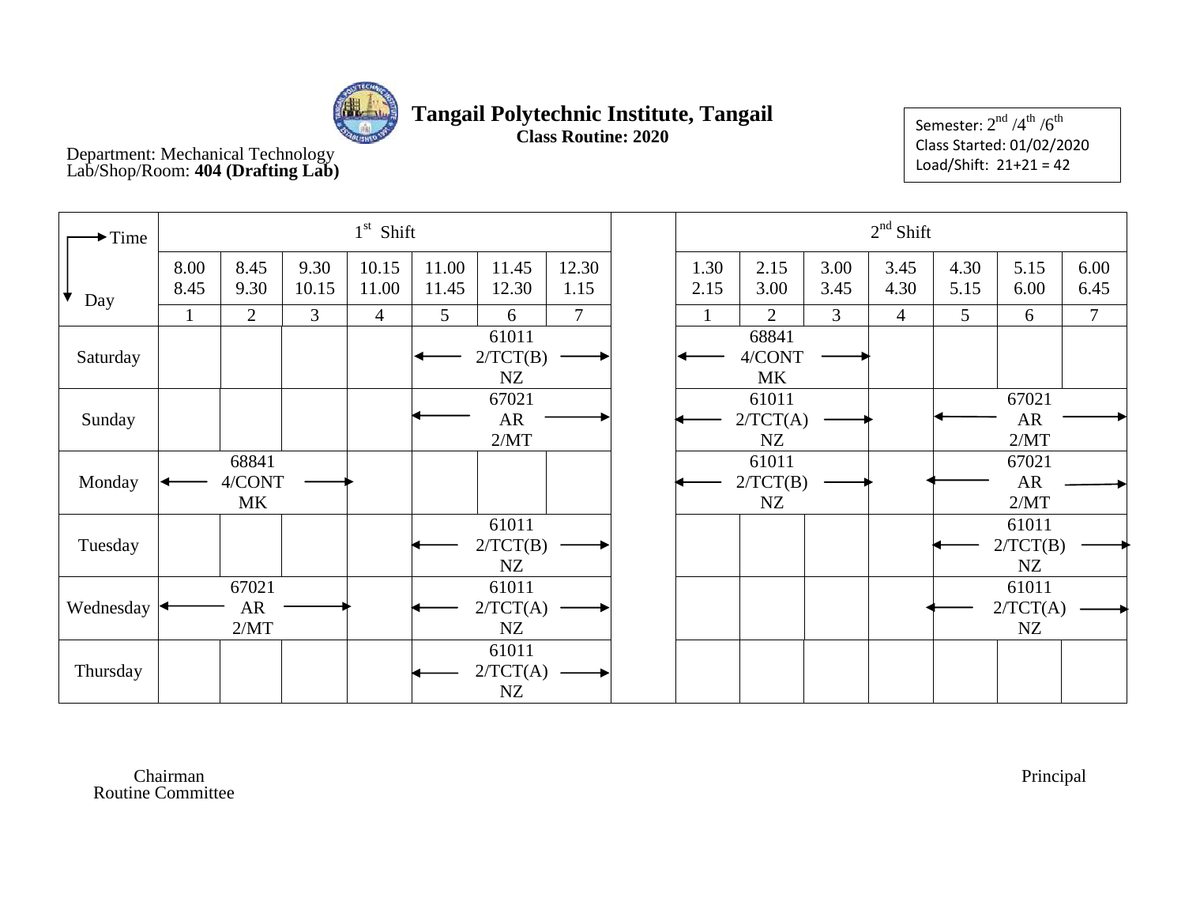# Tangail Polytechnic Institute, Tangail

**Class Routine: 2020**

Department: Mechanical Technology
Lab/Shop/Room: **404 (Drafting Lab)**

Semester: $2^{nd}$ / $4^{th}$ / $6^{th}$
Class Started: 01/02/2020
Load/Shift: 21+21 = 42

| Time → / Day ↓ | 1st Shift | | | | | | | | 2nd Shift | | | | | | |
|---|---|---|---|---|---|---|---|---|---|---|---|---|---|---|---|
| | 8.00 8.45 | 8.45 9.30 | 9.30 10.15 | 10.15 11.00 | 11.00 11.45 | 11.45 12.30 | 12.30 1.15 | | 1.30 2.15 | 2.15 3.00 | 3.00 3.45 | 3.45 4.30 | 4.30 5.15 | 5.15 6.00 | 6.00 6.45 |
| | 1 | 2 | 3 | 4 | 5 | 6 | 7 | | 1 | 2 | 3 | 4 | 5 | 6 | 7 |
| Saturday | | | | | ← | 61011 2/TCT(B) NZ | → | | ← | 68841 4/CONT MK | → | | | | |
| Sunday | | | | | ← | 67021 AR 2/MT | → | | ← | 61011 2/TCT(A) NZ | → | | ← | 67021 AR 2/MT | → |
| Monday | ← | 68841 4/CONT MK | → | | | | | | ← | 61011 2/TCT(B) NZ | → | | ← | 67021 AR 2/MT | → |
| Tuesday | | | | | ← | 61011 2/TCT(B) NZ | → | | | | | | ← | 61011 2/TCT(B) NZ | → |
| Wednesday | ← | 67021 AR 2/MT | → | | ← | 61011 2/TCT(A) NZ | → | | | | | | ← | 61011 2/TCT(A) NZ | → |
| Thursday | | | | | ← | 61011 2/TCT(A) NZ | → | | | | | | | | |

Chairman
Routine Committee

Principal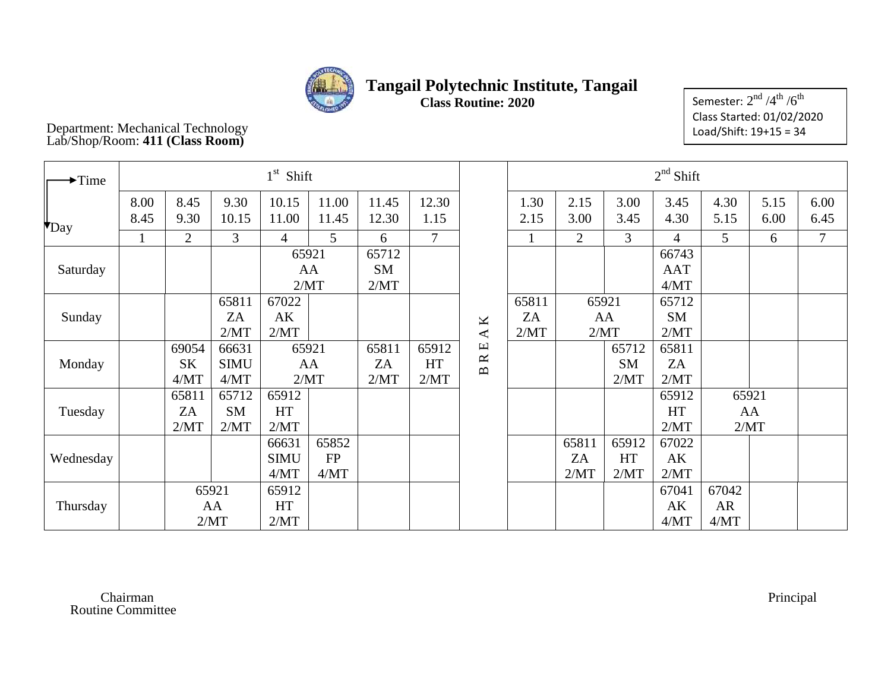# Tangail Polytechnic Institute, Tangail

**Class Routine: 2020**

Semester: $2^{nd}$ / $4^{th}$ / $6^{th}$
Class Started: 01/02/2020
Load/Shift: 19+15 = 34

Department: Mechanical Technology
Lab/Shop/Room: **411 (Class Room)**

| Time → / Day ↓ | 1st Shift | | | | | | | | 2nd Shift | | | | | | |
|---|---|---|---|---|---|---|---|---|---|---|---|---|---|---|---|
| | 8.00 8.45 | 8.45 9.30 | 9.30 10.15 | 10.15 11.00 | 11.00 11.45 | 11.45 12.30 | 12.30 1.15 | | 1.30 2.15 | 2.15 3.00 | 3.00 3.45 | 3.45 4.30 | 4.30 5.15 | 5.15 6.00 | 6.00 6.45 |
| | 1 | 2 | 3 | 4 | 5 | 6 | 7 | | 1 | 2 | 3 | 4 | 5 | 6 | 7 |
| Saturday | | | | 65921 AA 2/MT | | 65712 SM 2/MT | | B | | | | 66743 AAT 4/MT | | | |
| Sunday | | | 65811 ZA 2/MT | 67022 AK 2/MT | | | | R | 65811 ZA 2/MT | 65921 AA 2/MT | | 65712 SM 2/MT | | | |
| Monday | | 69054 SK 4/MT | 66631 SIMU 4/MT | 65921 AA 2/MT | | 65811 ZA 2/MT | 65912 HT 2/MT | E | | | 65712 SM 2/MT | 65811 ZA 2/MT | | | |
| Tuesday | | 65811 ZA 2/MT | 65712 SM 2/MT | 65912 HT 2/MT | | | | A | | | | 65912 HT 2/MT | 65921 AA 2/MT | | |
| Wednesday | | | | 66631 SIMU 4/MT | 65852 FP 4/MT | | | K | | 65811 ZA 2/MT | 65912 HT 2/MT | 67022 AK 2/MT | | | |
| Thursday | | 65921 AA 2/MT | | 65912 HT 2/MT | | | | | | | | 67041 AK 4/MT | 67042 AR 4/MT | | |

Chairman
Routine Committee

Principal